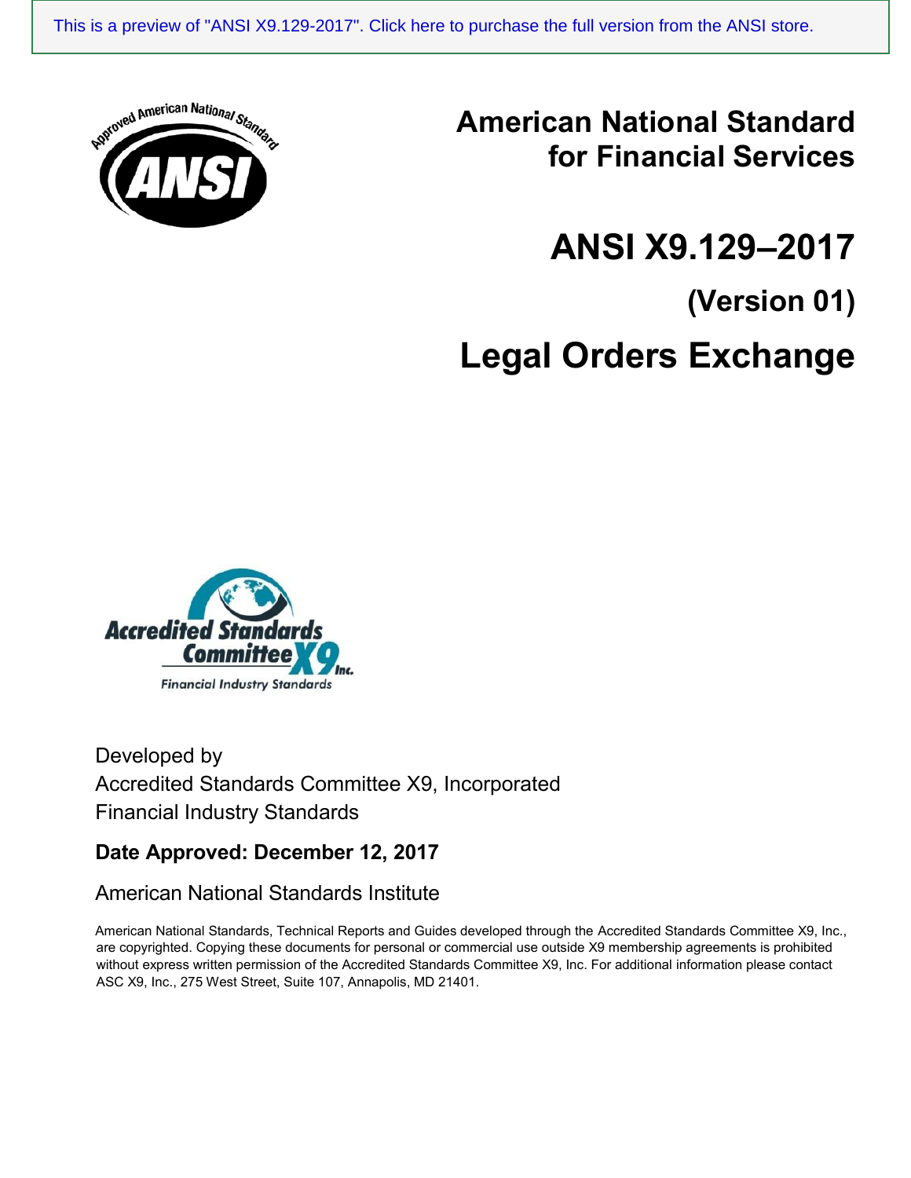This is a preview of "ANSI X9.129-2017". Click here to purchase the full version from the ANSI store.

# American National Standard for Financial Services

# ANSI X9.129–2017

## (Version 01)

# Legal Orders Exchange

Developed by
Accredited Standards Committee X9, Incorporated
Financial Industry Standards

**Date Approved: December 12, 2017**

American National Standards Institute

American National Standards, Technical Reports and Guides developed through the Accredited Standards Committee X9, Inc., are copyrighted. Copying these documents for personal or commercial use outside X9 membership agreements is prohibited without express written permission of the Accredited Standards Committee X9, Inc. For additional information please contact ASC X9, Inc., 275 West Street, Suite 107, Annapolis, MD 21401.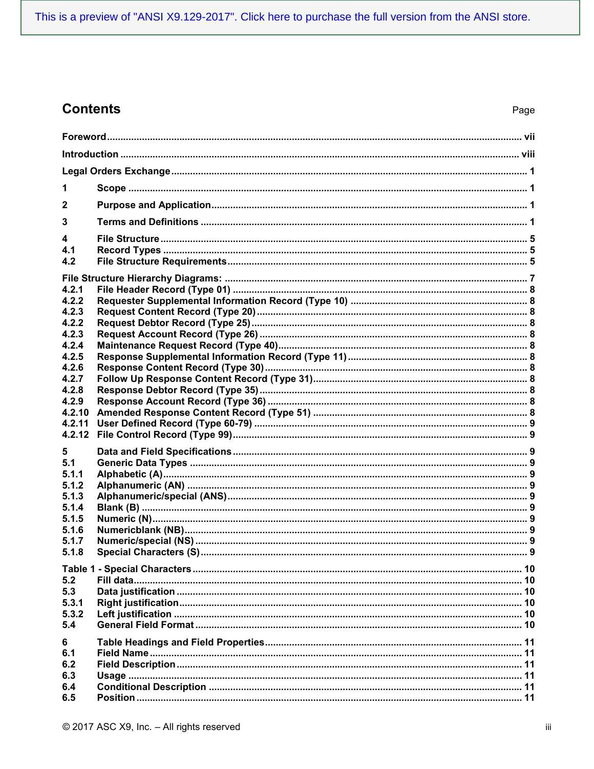This is a preview of "ANSI X9.129-2017". Click here to purchase the full version from the ANSI store.

# Contents

| | | Page |
|---|---|---|
| **Foreword** | | **vii** |
| **Introduction** | | **viii** |
| **Legal Orders Exchange** | | **1** |
| **1** | **Scope** | **1** |
| **2** | **Purpose and Application** | **1** |
| **3** | **Terms and Definitions** | **1** |
| **4** | **File Structure** | **5** |
| **4.1** | **Record Types** | **5** |
| **4.2** | **File Structure Requirements** | **5** |
| **File Structure Hierarchy Diagrams:** | | **7** |
| **4.2.1** | **File Header Record (Type 01)** | **8** |
| **4.2.2** | **Requester Supplemental Information Record (Type 10)** | **8** |
| **4.2.3** | **Request Content Record (Type 20)** | **8** |
| **4.2.2** | **Request Debtor Record (Type 25)** | **8** |
| **4.2.3** | **Request Account Record (Type 26)** | **8** |
| **4.2.4** | **Maintenance Request Record (Type 40)** | **8** |
| **4.2.5** | **Response Supplemental Information Record (Type 11)** | **8** |
| **4.2.6** | **Response Content Record (Type 30)** | **8** |
| **4.2.7** | **Follow Up Response Content Record (Type 31)** | **8** |
| **4.2.8** | **Response Debtor Record (Type 35)** | **8** |
| **4.2.9** | **Response Account Record (Type 36)** | **8** |
| **4.2.10** | **Amended Response Content Record (Type 51)** | **8** |
| **4.2.11** | **User Defined Record (Type 60-79)** | **9** |
| **4.2.12** | **File Control Record (Type 99)** | **9** |
| **5** | **Data and Field Specifications** | **9** |
| **5.1** | **Generic Data Types** | **9** |
| **5.1.1** | **Alphabetic (A)** | **9** |
| **5.1.2** | **Alphanumeric (AN)** | **9** |
| **5.1.3** | **Alphanumeric/special (ANS)** | **9** |
| **5.1.4** | **Blank (B)** | **9** |
| **5.1.5** | **Numeric (N)** | **9** |
| **5.1.6** | **Numericblank (NB)** | **9** |
| **5.1.7** | **Numeric/special (NS)** | **9** |
| **5.1.8** | **Special Characters (S)** | **9** |
| **Table 1 - Special Characters** | | **10** |
| **5.2** | **Fill data** | **10** |
| **5.3** | **Data justification** | **10** |
| **5.3.1** | **Right justification** | **10** |
| **5.3.2** | **Left justification** | **10** |
| **5.4** | **General Field Format** | **10** |
| **6** | **Table Headings and Field Properties** | **11** |
| **6.1** | **Field Name** | **11** |
| **6.2** | **Field Description** | **11** |
| **6.3** | **Usage** | **11** |
| **6.4** | **Conditional Description** | **11** |
| **6.5** | **Position** | **11** |

© 2017 ASC X9, Inc. – All rights reserved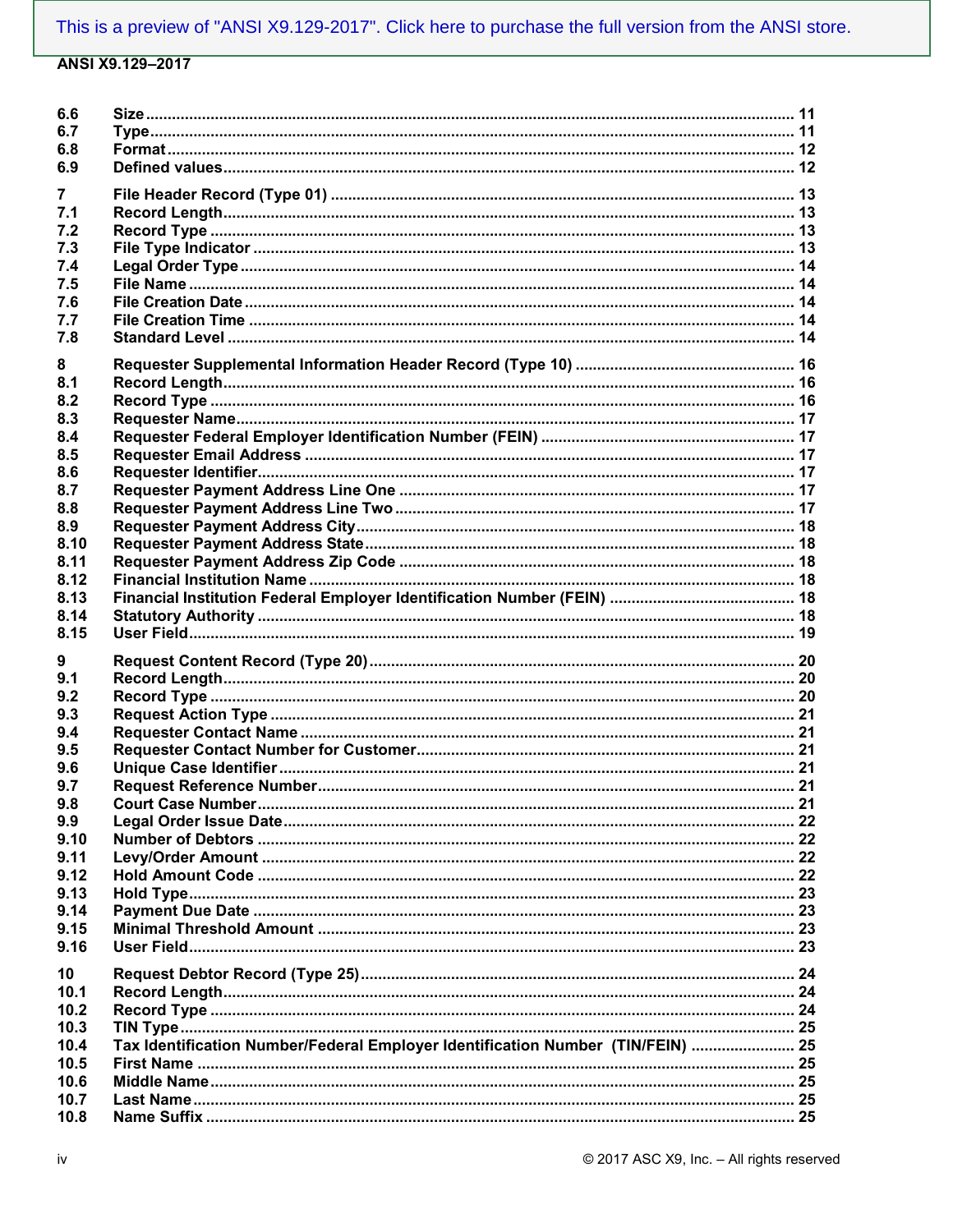| | | |
|---|---|---|
| 6.6 | Size | 11 |
| 6.7 | Type | 11 |
| 6.8 | Format | 12 |
| 6.9 | Defined values | 12 |
| 7 | File Header Record (Type 01) | 13 |
| 7.1 | Record Length | 13 |
| 7.2 | Record Type | 13 |
| 7.3 | File Type Indicator | 13 |
| 7.4 | Legal Order Type | 14 |
| 7.5 | File Name | 14 |
| 7.6 | File Creation Date | 14 |
| 7.7 | File Creation Time | 14 |
| 7.8 | Standard Level | 14 |
| 8 | Requester Supplemental Information Header Record (Type 10) | 16 |
| 8.1 | Record Length | 16 |
| 8.2 | Record Type | 16 |
| 8.3 | Requester Name | 17 |
| 8.4 | Requester Federal Employer Identification Number (FEIN) | 17 |
| 8.5 | Requester Email Address | 17 |
| 8.6 | Requester Identifier | 17 |
| 8.7 | Requester Payment Address Line One | 17 |
| 8.8 | Requester Payment Address Line Two | 17 |
| 8.9 | Requester Payment Address City | 18 |
| 8.10 | Requester Payment Address State | 18 |
| 8.11 | Requester Payment Address Zip Code | 18 |
| 8.12 | Financial Institution Name | 18 |
| 8.13 | Financial Institution Federal Employer Identification Number (FEIN) | 18 |
| 8.14 | Statutory Authority | 18 |
| 8.15 | User Field | 19 |
| 9 | Request Content Record (Type 20) | 20 |
| 9.1 | Record Length | 20 |
| 9.2 | Record Type | 20 |
| 9.3 | Request Action Type | 21 |
| 9.4 | Requester Contact Name | 21 |
| 9.5 | Requester Contact Number for Customer | 21 |
| 9.6 | Unique Case Identifier | 21 |
| 9.7 | Request Reference Number | 21 |
| 9.8 | Court Case Number | 21 |
| 9.9 | Legal Order Issue Date | 22 |
| 9.10 | Number of Debtors | 22 |
| 9.11 | Levy/Order Amount | 22 |
| 9.12 | Hold Amount Code | 22 |
| 9.13 | Hold Type | 23 |
| 9.14 | Payment Due Date | 23 |
| 9.15 | Minimal Threshold Amount | 23 |
| 9.16 | User Field | 23 |
| 10 | Request Debtor Record (Type 25) | 24 |
| 10.1 | Record Length | 24 |
| 10.2 | Record Type | 24 |
| 10.3 | TIN Type | 25 |
| 10.4 | Tax Identification Number/Federal Employer Identification Number (TIN/FEIN) | 25 |
| 10.5 | First Name | 25 |
| 10.6 | Middle Name | 25 |
| 10.7 | Last Name | 25 |
| 10.8 | Name Suffix | 25 |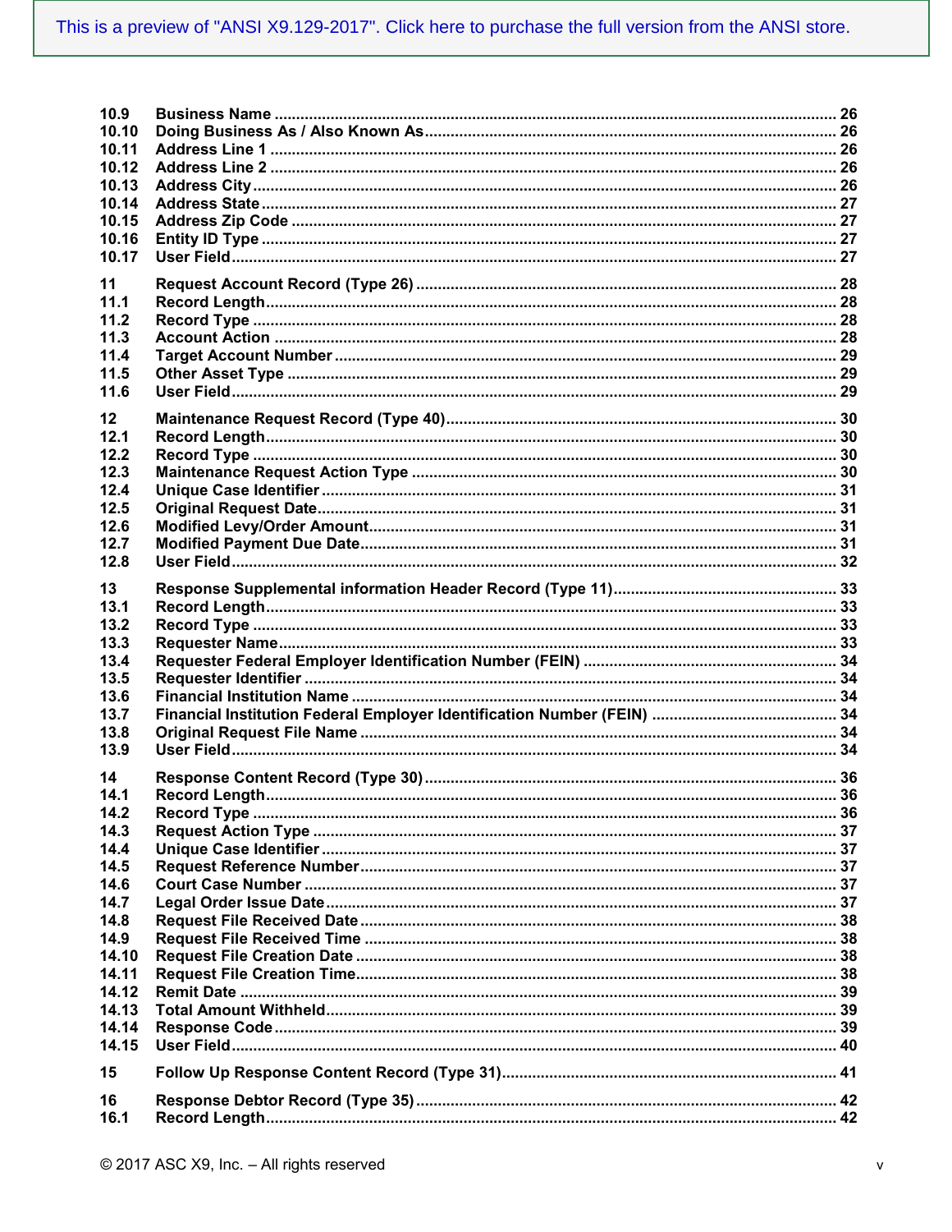This is a preview of "ANSI X9.129-2017". Click here to purchase the full version from the ANSI store.

| | | |
|---|---|---|
| 10.9 | Business Name | 26 |
| 10.10 | Doing Business As / Also Known As | 26 |
| 10.11 | Address Line 1 | 26 |
| 10.12 | Address Line 2 | 26 |
| 10.13 | Address City | 26 |
| 10.14 | Address State | 27 |
| 10.15 | Address Zip Code | 27 |
| 10.16 | Entity ID Type | 27 |
| 10.17 | User Field | 27 |
| 11 | Request Account Record (Type 26) | 28 |
| 11.1 | Record Length | 28 |
| 11.2 | Record Type | 28 |
| 11.3 | Account Action | 28 |
| 11.4 | Target Account Number | 29 |
| 11.5 | Other Asset Type | 29 |
| 11.6 | User Field | 29 |
| 12 | Maintenance Request Record (Type 40) | 30 |
| 12.1 | Record Length | 30 |
| 12.2 | Record Type | 30 |
| 12.3 | Maintenance Request Action Type | 30 |
| 12.4 | Unique Case Identifier | 31 |
| 12.5 | Original Request Date | 31 |
| 12.6 | Modified Levy/Order Amount | 31 |
| 12.7 | Modified Payment Due Date | 31 |
| 12.8 | User Field | 32 |
| 13 | Response Supplemental information Header Record (Type 11) | 33 |
| 13.1 | Record Length | 33 |
| 13.2 | Record Type | 33 |
| 13.3 | Requester Name | 33 |
| 13.4 | Requester Federal Employer Identification Number (FEIN) | 34 |
| 13.5 | Requester Identifier | 34 |
| 13.6 | Financial Institution Name | 34 |
| 13.7 | Financial Institution Federal Employer Identification Number (FEIN) | 34 |
| 13.8 | Original Request File Name | 34 |
| 13.9 | User Field | 34 |
| 14 | Response Content Record (Type 30) | 36 |
| 14.1 | Record Length | 36 |
| 14.2 | Record Type | 36 |
| 14.3 | Request Action Type | 37 |
| 14.4 | Unique Case Identifier | 37 |
| 14.5 | Request Reference Number | 37 |
| 14.6 | Court Case Number | 37 |
| 14.7 | Legal Order Issue Date | 37 |
| 14.8 | Request File Received Date | 38 |
| 14.9 | Request File Received Time | 38 |
| 14.10 | Request File Creation Date | 38 |
| 14.11 | Request File Creation Time | 38 |
| 14.12 | Remit Date | 39 |
| 14.13 | Total Amount Withheld | 39 |
| 14.14 | Response Code | 39 |
| 14.15 | User Field | 40 |
| 15 | Follow Up Response Content Record (Type 31) | 41 |
| 16 | Response Debtor Record (Type 35) | 42 |
| 16.1 | Record Length | 42 |

© 2017 ASC X9, Inc. – All rights reserved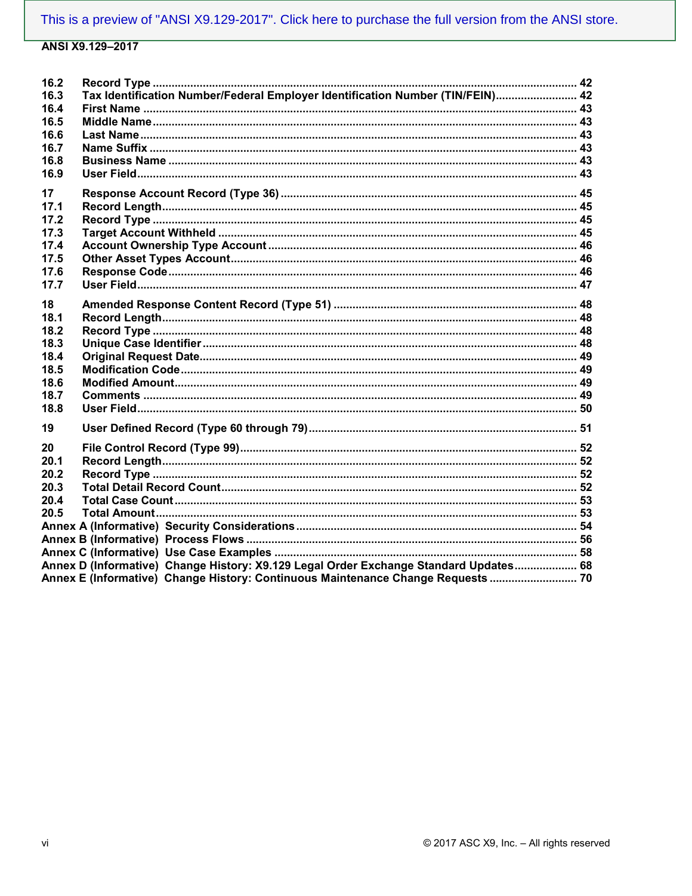16.2 Record Type ..................................................... 42
16.3 Tax Identification Number/Federal Employer Identification Number (TIN/FEIN) ..................... 42
16.4 First Name ..................................................... 43
16.5 Middle Name ..................................................... 43
16.6 Last Name ..................................................... 43
16.7 Name Suffix ..................................................... 43
16.8 Business Name ..................................................... 43
16.9 User Field ..................................................... 43

17 Response Account Record (Type 36) ..................................................... 45
17.1 Record Length ..................................................... 45
17.2 Record Type ..................................................... 45
17.3 Target Account Withheld ..................................................... 45
17.4 Account Ownership Type Account ..................................................... 46
17.5 Other Asset Types Account ..................................................... 46
17.6 Response Code ..................................................... 46
17.7 User Field ..................................................... 47

18 Amended Response Content Record (Type 51) ..................................................... 48
18.1 Record Length ..................................................... 48
18.2 Record Type ..................................................... 48
18.3 Unique Case Identifier ..................................................... 48
18.4 Original Request Date ..................................................... 49
18.5 Modification Code ..................................................... 49
18.6 Modified Amount ..................................................... 49
18.7 Comments ..................................................... 49
18.8 User Field ..................................................... 50

19 User Defined Record (Type 60 through 79) ..................................................... 51

20 File Control Record (Type 99) ..................................................... 52
20.1 Record Length ..................................................... 52
20.2 Record Type ..................................................... 52
20.3 Total Detail Record Count ..................................................... 52
20.4 Total Case Count ..................................................... 53
20.5 Total Amount ..................................................... 53
Annex A (Informative) Security Considerations ..................................................... 54
Annex B (Informative) Process Flows ..................................................... 56
Annex C (Informative) Use Case Examples ..................................................... 58
Annex D (Informative) Change History: X9.129 Legal Order Exchange Standard Updates ..................... 68
Annex E (Informative) Change History: Continuous Maintenance Change Requests ..................... 70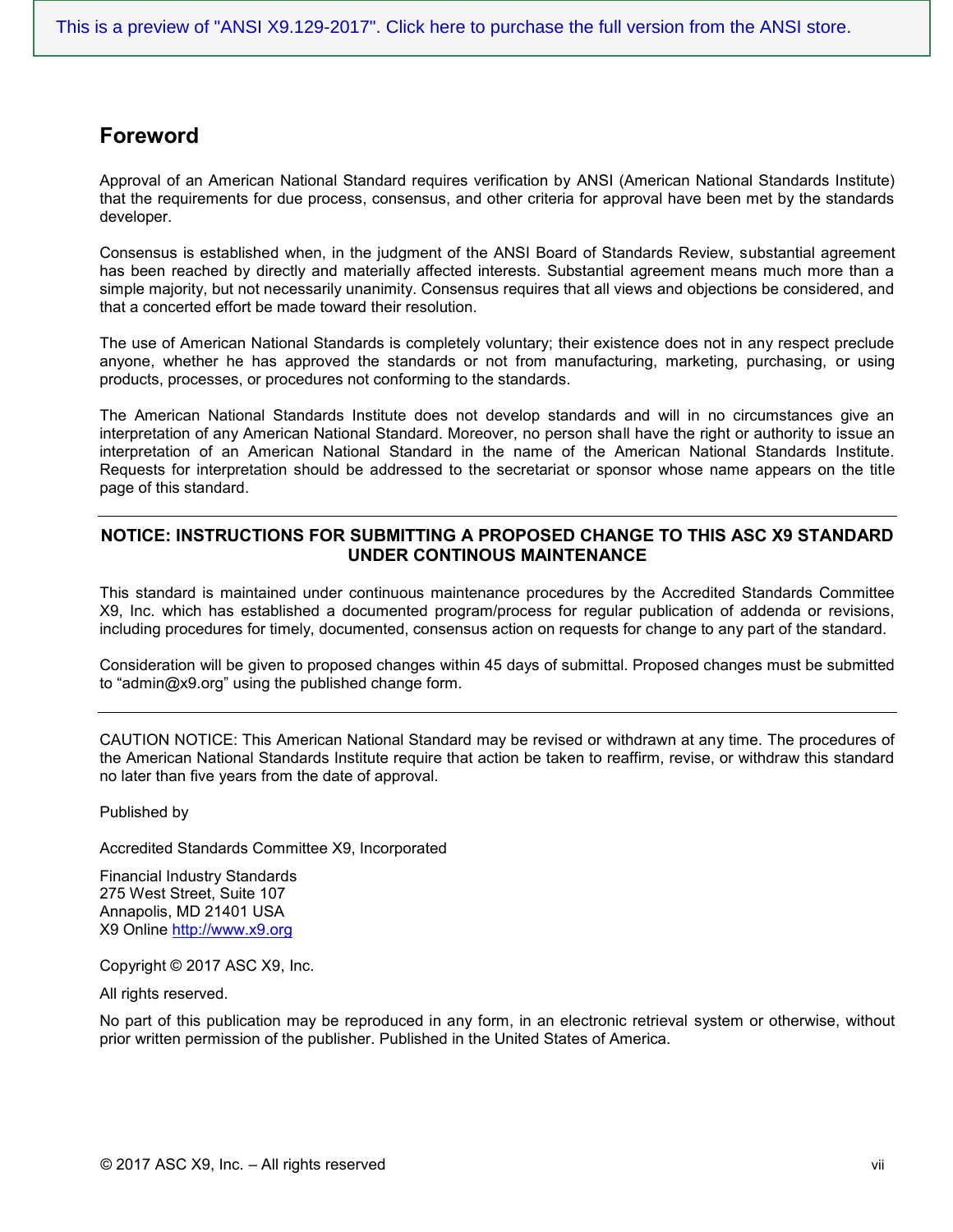## Foreword

Approval of an American National Standard requires verification by ANSI (American National Standards Institute) that the requirements for due process, consensus, and other criteria for approval have been met by the standards developer.

Consensus is established when, in the judgment of the ANSI Board of Standards Review, substantial agreement has been reached by directly and materially affected interests. Substantial agreement means much more than a simple majority, but not necessarily unanimity. Consensus requires that all views and objections be considered, and that a concerted effort be made toward their resolution.

The use of American National Standards is completely voluntary; their existence does not in any respect preclude anyone, whether he has approved the standards or not from manufacturing, marketing, purchasing, or using products, processes, or procedures not conforming to the standards.

The American National Standards Institute does not develop standards and will in no circumstances give an interpretation of any American National Standard. Moreover, no person shall have the right or authority to issue an interpretation of an American National Standard in the name of the American National Standards Institute. Requests for interpretation should be addressed to the secretariat or sponsor whose name appears on the title page of this standard.

---

**NOTICE: INSTRUCTIONS FOR SUBMITTING A PROPOSED CHANGE TO THIS ASC X9 STANDARD UNDER CONTINOUS MAINTENANCE**

This standard is maintained under continuous maintenance procedures by the Accredited Standards Committee X9, Inc. which has established a documented program/process for regular publication of addenda or revisions, including procedures for timely, documented, consensus action on requests for change to any part of the standard.

Consideration will be given to proposed changes within 45 days of submittal. Proposed changes must be submitted to "admin@x9.org" using the published change form.

---

CAUTION NOTICE: This American National Standard may be revised or withdrawn at any time. The procedures of the American National Standards Institute require that action be taken to reaffirm, revise, or withdraw this standard no later than five years from the date of approval.

Published by

Accredited Standards Committee X9, Incorporated

Financial Industry Standards
275 West Street, Suite 107
Annapolis, MD 21401 USA
X9 Online http://www.x9.org

Copyright © 2017 ASC X9, Inc.

All rights reserved.

No part of this publication may be reproduced in any form, in an electronic retrieval system or otherwise, without prior written permission of the publisher. Published in the United States of America.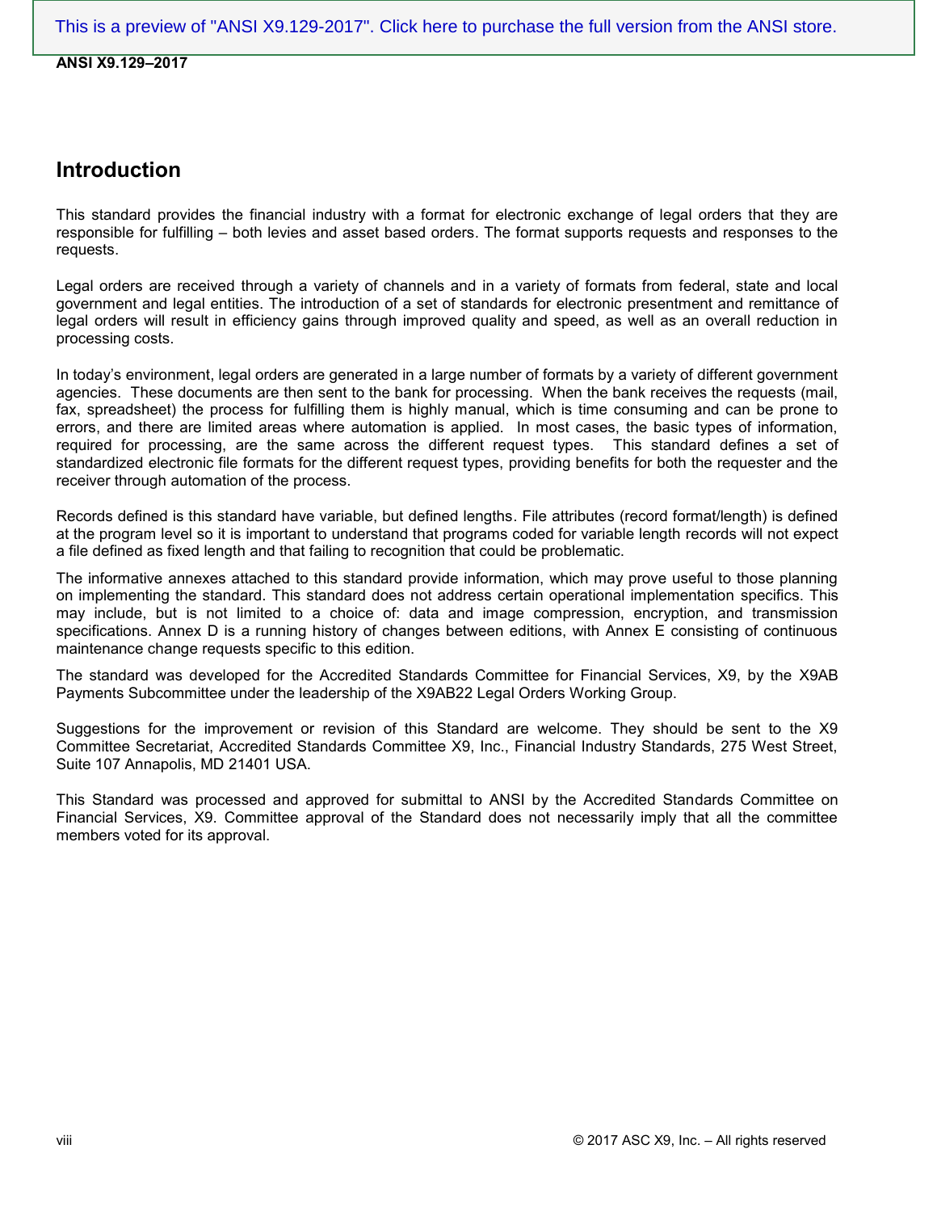## Introduction

This standard provides the financial industry with a format for electronic exchange of legal orders that they are responsible for fulfilling – both levies and asset based orders. The format supports requests and responses to the requests.

Legal orders are received through a variety of channels and in a variety of formats from federal, state and local government and legal entities. The introduction of a set of standards for electronic presentment and remittance of legal orders will result in efficiency gains through improved quality and speed, as well as an overall reduction in processing costs.

In today's environment, legal orders are generated in a large number of formats by a variety of different government agencies. These documents are then sent to the bank for processing. When the bank receives the requests (mail, fax, spreadsheet) the process for fulfilling them is highly manual, which is time consuming and can be prone to errors, and there are limited areas where automation is applied. In most cases, the basic types of information, required for processing, are the same across the different request types. This standard defines a set of standardized electronic file formats for the different request types, providing benefits for both the requester and the receiver through automation of the process.

Records defined is this standard have variable, but defined lengths. File attributes (record format/length) is defined at the program level so it is important to understand that programs coded for variable length records will not expect a file defined as fixed length and that failing to recognition that could be problematic.

The informative annexes attached to this standard provide information, which may prove useful to those planning on implementing the standard. This standard does not address certain operational implementation specifics. This may include, but is not limited to a choice of: data and image compression, encryption, and transmission specifications. Annex D is a running history of changes between editions, with Annex E consisting of continuous maintenance change requests specific to this edition.

The standard was developed for the Accredited Standards Committee for Financial Services, X9, by the X9AB Payments Subcommittee under the leadership of the X9AB22 Legal Orders Working Group.

Suggestions for the improvement or revision of this Standard are welcome. They should be sent to the X9 Committee Secretariat, Accredited Standards Committee X9, Inc., Financial Industry Standards, 275 West Street, Suite 107 Annapolis, MD 21401 USA.

This Standard was processed and approved for submittal to ANSI by the Accredited Standards Committee on Financial Services, X9. Committee approval of the Standard does not necessarily imply that all the committee members voted for its approval.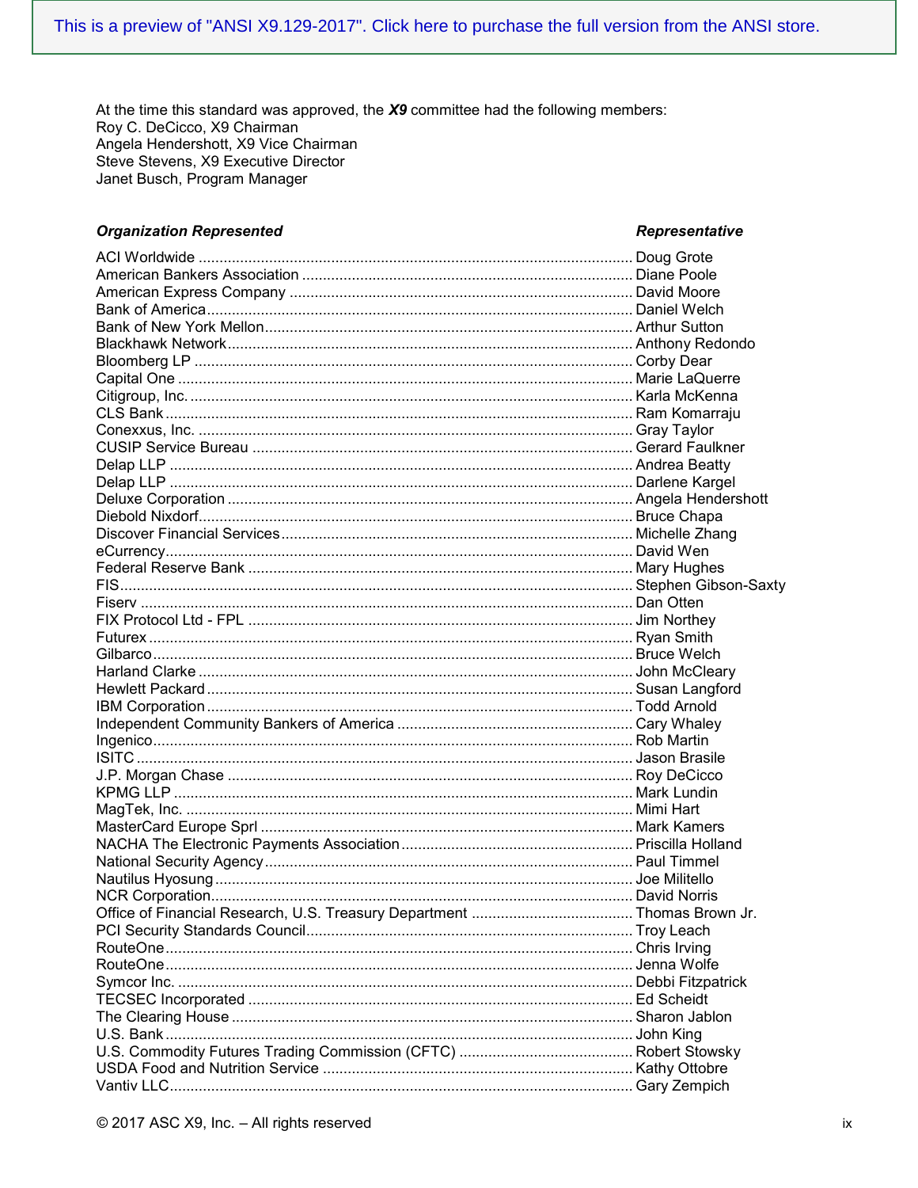This is a preview of "ANSI X9.129-2017". Click here to purchase the full version from the ANSI store.

At the time this standard was approved, the ***X9*** committee had the following members:
Roy C. DeCicco, X9 Chairman
Angela Hendershott, X9 Vice Chairman
Steve Stevens, X9 Executive Director
Janet Busch, Program Manager

| ***Organization Represented*** | ***Representative*** |
|---|---|
| ACI Worldwide | Doug Grote |
| American Bankers Association | Diane Poole |
| American Express Company | David Moore |
| Bank of America | Daniel Welch |
| Bank of New York Mellon | Arthur Sutton |
| Blackhawk Network | Anthony Redondo |
| Bloomberg LP | Corby Dear |
| Capital One | Marie LaQuerre |
| Citigroup, Inc. | Karla McKenna |
| CLS Bank | Ram Komarraju |
| Conexxus, Inc. | Gray Taylor |
| CUSIP Service Bureau | Gerard Faulkner |
| Delap LLP | Andrea Beatty |
| Delap LLP | Darlene Kargel |
| Deluxe Corporation | Angela Hendershott |
| Diebold Nixdorf | Bruce Chapa |
| Discover Financial Services | Michelle Zhang |
| eCurrency | David Wen |
| Federal Reserve Bank | Mary Hughes |
| FIS | Stephen Gibson-Saxty |
| Fiserv | Dan Otten |
| FIX Protocol Ltd - FPL | Jim Northey |
| Futurex | Ryan Smith |
| Gilbarco | Bruce Welch |
| Harland Clarke | John McCleary |
| Hewlett Packard | Susan Langford |
| IBM Corporation | Todd Arnold |
| Independent Community Bankers of America | Cary Whaley |
| Ingenico | Rob Martin |
| ISITC | Jason Brasile |
| J.P. Morgan Chase | Roy DeCicco |
| KPMG LLP | Mark Lundin |
| MagTek, Inc. | Mimi Hart |
| MasterCard Europe Sprl | Mark Kamers |
| NACHA The Electronic Payments Association | Priscilla Holland |
| National Security Agency | Paul Timmel |
| Nautilus Hyosung | Joe Militello |
| NCR Corporation | David Norris |
| Office of Financial Research, U.S. Treasury Department | Thomas Brown Jr. |
| PCI Security Standards Council | Troy Leach |
| RouteOne | Chris Irving |
| RouteOne | Jenna Wolfe |
| Symcor Inc. | Debbi Fitzpatrick |
| TECSEC Incorporated | Ed Scheidt |
| The Clearing House | Sharon Jablon |
| U.S. Bank | John King |
| U.S. Commodity Futures Trading Commission (CFTC) | Robert Stowsky |
| USDA Food and Nutrition Service | Kathy Ottobre |
| Vantiv LLC | Gary Zempich |

© 2017 ASC X9, Inc. – All rights reserved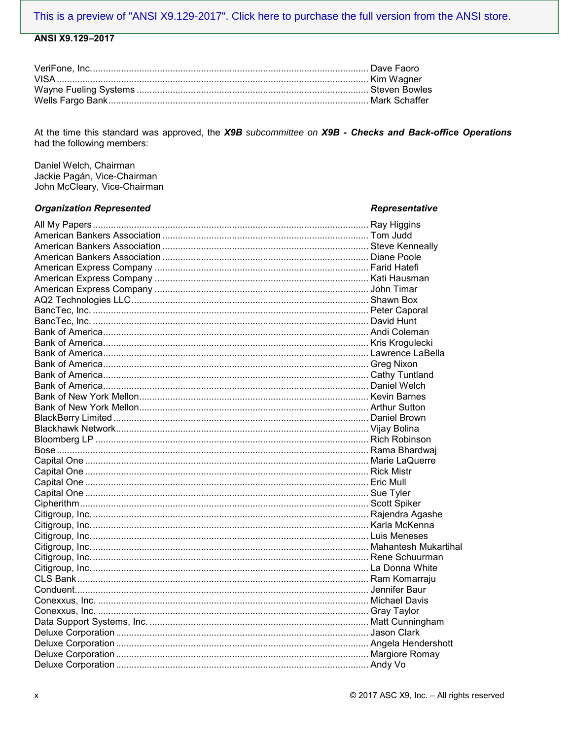| | |
|---|---|
| VeriFone, Inc. | Dave Faoro |
| VISA | Kim Wagner |
| Wayne Fueling Systems | Steven Bowles |
| Wells Fargo Bank | Mark Schaffer |

At the time this standard was approved, the ***X9B*** *subcommittee on* ***X9B - Checks and Back-office Operations*** had the following members:

Daniel Welch, Chairman
Jackie Pagán, Vice-Chairman
John McCleary, Vice-Chairman

| *Organization Represented* | *Representative* |
|---|---|
| All My Papers | Ray Higgins |
| American Bankers Association | Tom Judd |
| American Bankers Association | Steve Kenneally |
| American Bankers Association | Diane Poole |
| American Express Company | Farid Hatefi |
| American Express Company | Kati Hausman |
| American Express Company | John Timar |
| AQ2 Technologies LLC | Shawn Box |
| BancTec, Inc. | Peter Caporal |
| BancTec, Inc. | David Hunt |
| Bank of America | Andi Coleman |
| Bank of America | Kris Kroglulecki |
| Bank of America | Lawrence LaBella |
| Bank of America | Greg Nixon |
| Bank of America | Cathy Tuntland |
| Bank of America | Daniel Welch |
| Bank of New York Mellon | Kevin Barnes |
| Bank of New York Mellon | Arthur Sutton |
| BlackBerry Limited | Daniel Brown |
| Blackhawk Network | Vijay Bolina |
| Bloomberg LP | Rich Robinson |
| Bose | Rama Bhardwaj |
| Capital One | Marie LaQuerre |
| Capital One | Rick Mistr |
| Capital One | Eric Mull |
| Capital One | Sue Tyler |
| Cipherithm | Scott Spiker |
| Citigroup, Inc. | Rajendra Agashe |
| Citigroup, Inc. | Karla McKenna |
| Citigroup, Inc. | Luis Meneses |
| Citigroup, Inc. | Mahantesh Mukartihal |
| Citigroup, Inc. | Rene Schuurman |
| Citigroup, Inc. | La Donna White |
| CLS Bank | Ram Komarraju |
| Conduent | Jennifer Baur |
| Conexxus, Inc. | Michael Davis |
| Conexxus, Inc. | Gray Taylor |
| Data Support Systems, Inc. | Matt Cunningham |
| Deluxe Corporation | Jason Clark |
| Deluxe Corporation | Angela Hendershott |
| Deluxe Corporation | Margiore Romay |
| Deluxe Corporation | Andy Vo |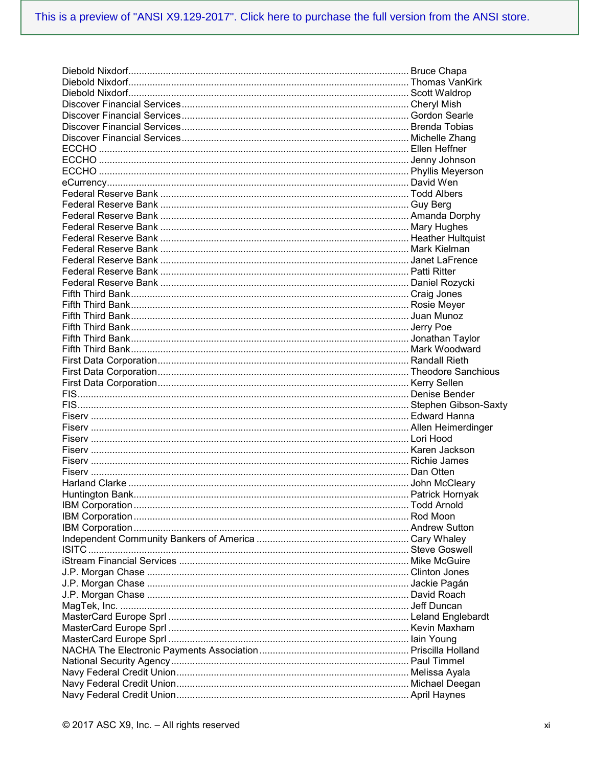Diebold Nixdorf........................................................................................ Bruce Chapa
Diebold Nixdorf........................................................................................ Thomas VanKirk
Diebold Nixdorf........................................................................................ Scott Waldrop
Discover Financial Services.................................................................... Cheryl Mish
Discover Financial Services.................................................................... Gordon Searle
Discover Financial Services.................................................................... Brenda Tobias
Discover Financial Services.................................................................... Michelle Zhang
ECCHO ..................................................................................................... Ellen Heffner
ECCHO ..................................................................................................... Jenny Johnson
ECCHO ..................................................................................................... Phyllis Meyerson
eCurrency.................................................................................................. David Wen
Federal Reserve Bank ............................................................................. Todd Albers
Federal Reserve Bank ............................................................................. Guy Berg
Federal Reserve Bank ............................................................................. Amanda Dorphy
Federal Reserve Bank ............................................................................. Mary Hughes
Federal Reserve Bank ............................................................................. Heather Hultquist
Federal Reserve Bank ............................................................................. Mark Kielman
Federal Reserve Bank ............................................................................. Janet LaFrence
Federal Reserve Bank ............................................................................. Patti Ritter
Federal Reserve Bank ............................................................................. Daniel Rozycki
Fifth Third Bank........................................................................................ Craig Jones
Fifth Third Bank........................................................................................ Rosie Meyer
Fifth Third Bank........................................................................................ Juan Munoz
Fifth Third Bank........................................................................................ Jerry Poe
Fifth Third Bank........................................................................................ Jonathan Taylor
Fifth Third Bank........................................................................................ Mark Woodward
First Data Corporation.............................................................................. Randall Rieth
First Data Corporation.............................................................................. Theodore Sanchious
First Data Corporation.............................................................................. Kerry Sellen
FIS............................................................................................................. Denise Bender
FIS............................................................................................................. Stephen Gibson-Saxty
Fiserv ........................................................................................................ Edward Hanna
Fiserv ........................................................................................................ Allen Heimerdinger
Fiserv ........................................................................................................ Lori Hood
Fiserv ........................................................................................................ Karen Jackson
Fiserv ........................................................................................................ Richie James
Fiserv ........................................................................................................ Dan Otten
Harland Clarke .......................................................................................... John McCleary
Huntington Bank........................................................................................ Patrick Hornyak
IBM Corporation ........................................................................................ Todd Arnold
IBM Corporation ........................................................................................ Rod Moon
IBM Corporation ........................................................................................ Andrew Sutton
Independent Community Bankers of America .......................................... Cary Whaley
ISITC ......................................................................................................... Steve Goswell
iStream Financial Services ....................................................................... Mike McGuire
J.P. Morgan Chase .................................................................................... Clinton Jones
J.P. Morgan Chase .................................................................................... Jackie Pagán
J.P. Morgan Chase .................................................................................... David Roach
MagTek, Inc. .............................................................................................. Jeff Duncan
MasterCard Europe Sprl ........................................................................... Leland Englebardt
MasterCard Europe Sprl ........................................................................... Kevin Maxham
MasterCard Europe Sprl ........................................................................... Iain Young
NACHA The Electronic Payments Association......................................... Priscilla Holland
National Security Agency.......................................................................... Paul Timmel
Navy Federal Credit Union......................................................................... Melissa Ayala
Navy Federal Credit Union......................................................................... Michael Deegan
Navy Federal Credit Union......................................................................... April Haynes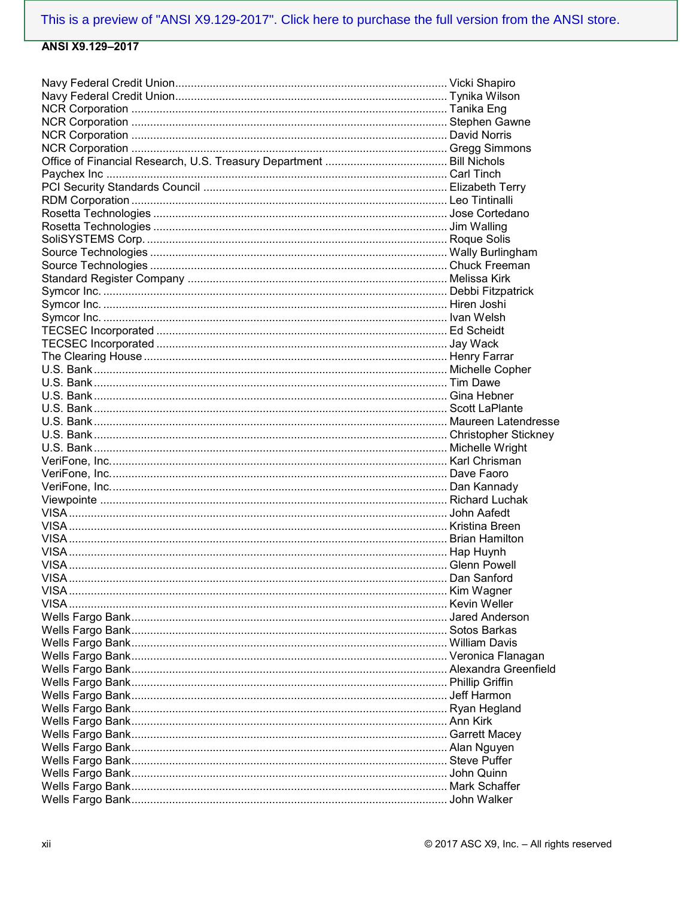Navy Federal Credit Union ........ Vicki Shapiro
Navy Federal Credit Union ........ Tynika Wilson
NCR Corporation ........ Tanika Eng
NCR Corporation ........ Stephen Gawne
NCR Corporation ........ David Norris
NCR Corporation ........ Gregg Simmons
Office of Financial Research, U.S. Treasury Department ........ Bill Nichols
Paychex Inc ........ Carl Tinch
PCI Security Standards Council ........ Elizabeth Terry
RDM Corporation ........ Leo Tintinalli
Rosetta Technologies ........ Jose Cortedano
Rosetta Technologies ........ Jim Walling
SoliSYSTEMS Corp. ........ Roque Solis
Source Technologies ........ Wally Burlingham
Source Technologies ........ Chuck Freeman
Standard Register Company ........ Melissa Kirk
Symcor Inc. ........ Debbi Fitzpatrick
Symcor Inc. ........ Hiren Joshi
Symcor Inc. ........ Ivan Welsh
TECSEC Incorporated ........ Ed Scheidt
TECSEC Incorporated ........ Jay Wack
The Clearing House ........ Henry Farrar
U.S. Bank ........ Michelle Copher
U.S. Bank ........ Tim Dawe
U.S. Bank ........ Gina Hebner
U.S. Bank ........ Scott LaPlante
U.S. Bank ........ Maureen Latendresse
U.S. Bank ........ Christopher Stickney
U.S. Bank ........ Michelle Wright
VeriFone, Inc. ........ Karl Chrisman
VeriFone, Inc. ........ Dave Faoro
VeriFone, Inc. ........ Dan Kannady
Viewpointe ........ Richard Luchak
VISA ........ John Aafedt
VISA ........ Kristina Breen
VISA ........ Brian Hamilton
VISA ........ Hap Huynh
VISA ........ Glenn Powell
VISA ........ Dan Sanford
VISA ........ Kim Wagner
VISA ........ Kevin Weller
Wells Fargo Bank ........ Jared Anderson
Wells Fargo Bank ........ Sotos Barkas
Wells Fargo Bank ........ William Davis
Wells Fargo Bank ........ Veronica Flanagan
Wells Fargo Bank ........ Alexandra Greenfield
Wells Fargo Bank ........ Phillip Griffin
Wells Fargo Bank ........ Jeff Harmon
Wells Fargo Bank ........ Ryan Hegland
Wells Fargo Bank ........ Ann Kirk
Wells Fargo Bank ........ Garrett Macey
Wells Fargo Bank ........ Alan Nguyen
Wells Fargo Bank ........ Steve Puffer
Wells Fargo Bank ........ John Quinn
Wells Fargo Bank ........ Mark Schaffer
Wells Fargo Bank ........ John Walker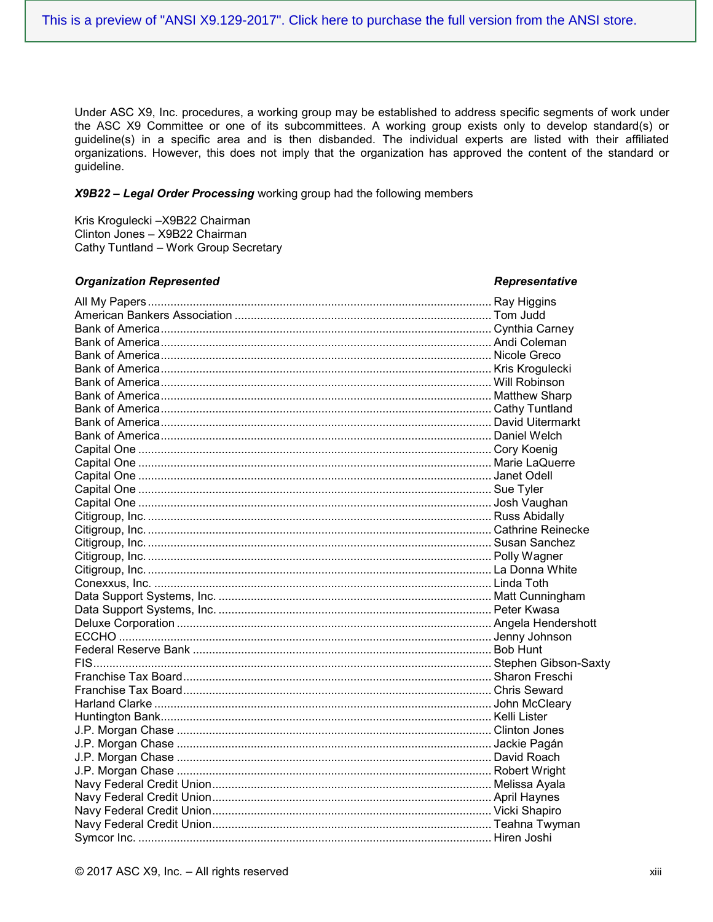Under ASC X9, Inc. procedures, a working group may be established to address specific segments of work under the ASC X9 Committee or one of its subcommittees. A working group exists only to develop standard(s) or guideline(s) in a specific area and is then disbanded. The individual experts are listed with their affiliated organizations. However, this does not imply that the organization has approved the content of the standard or guideline.

***X9B22 – Legal Order Processing*** working group had the following members

Kris Krogulecki –X9B22 Chairman
Clinton Jones – X9B22 Chairman
Cathy Tuntland – Work Group Secretary

| *Organization Represented* | *Representative* |
|---|---|
| All My Papers | Ray Higgins |
| American Bankers Association | Tom Judd |
| Bank of America | Cynthia Carney |
| Bank of America | Andi Coleman |
| Bank of America | Nicole Greco |
| Bank of America | Kris Krogulecki |
| Bank of America | Will Robinson |
| Bank of America | Matthew Sharp |
| Bank of America | Cathy Tuntland |
| Bank of America | David Uitermarkt |
| Bank of America | Daniel Welch |
| Capital One | Cory Koenig |
| Capital One | Marie LaQuerre |
| Capital One | Janet Odell |
| Capital One | Sue Tyler |
| Capital One | Josh Vaughan |
| Citigroup, Inc. | Russ Abidally |
| Citigroup, Inc. | Cathrine Reinecke |
| Citigroup, Inc. | Susan Sanchez |
| Citigroup, Inc. | Polly Wagner |
| Citigroup, Inc. | La Donna White |
| Conexxus, Inc. | Linda Toth |
| Data Support Systems, Inc. | Matt Cunningham |
| Data Support Systems, Inc. | Peter Kwasa |
| Deluxe Corporation | Angela Hendershott |
| ECCHO | Jenny Johnson |
| Federal Reserve Bank | Bob Hunt |
| FIS | Stephen Gibson-Saxty |
| Franchise Tax Board | Sharon Freschi |
| Franchise Tax Board | Chris Seward |
| Harland Clarke | John McCleary |
| Huntington Bank | Kelli Lister |
| J.P. Morgan Chase | Clinton Jones |
| J.P. Morgan Chase | Jackie Pagán |
| J.P. Morgan Chase | David Roach |
| J.P. Morgan Chase | Robert Wright |
| Navy Federal Credit Union | Melissa Ayala |
| Navy Federal Credit Union | April Haynes |
| Navy Federal Credit Union | Vicki Shapiro |
| Navy Federal Credit Union | Teahna Twyman |
| Symcor Inc. | Hiren Joshi |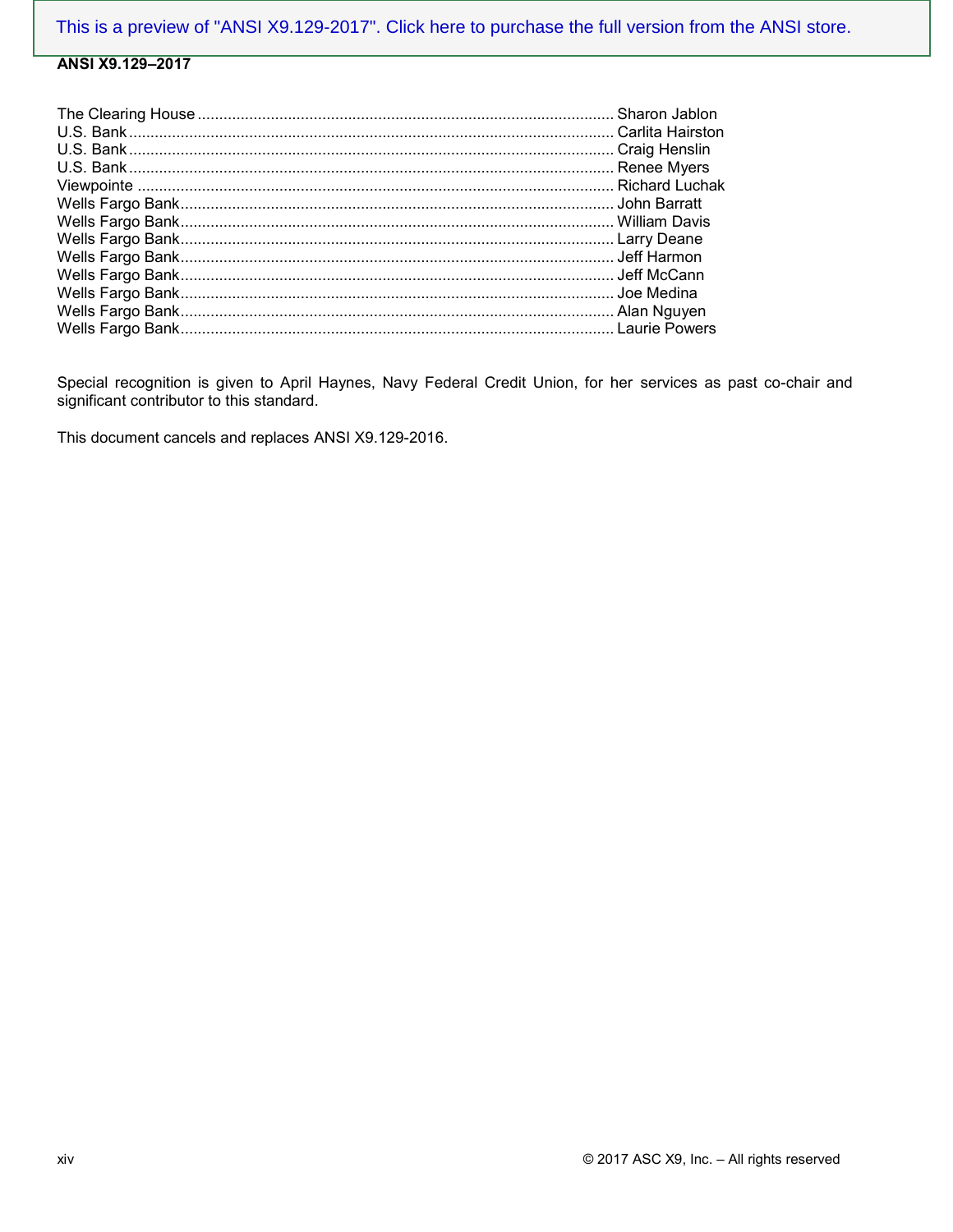The Clearing House ................................................................................................ Sharon Jablon
U.S. Bank ................................................................................................ Carlita Hairston
U.S. Bank ................................................................................................ Craig Henslin
U.S. Bank ................................................................................................ Renee Myers
Viewpointe ................................................................................................ Richard Luchak
Wells Fargo Bank ................................................................................................ John Barratt
Wells Fargo Bank ................................................................................................ William Davis
Wells Fargo Bank ................................................................................................ Larry Deane
Wells Fargo Bank ................................................................................................ Jeff Harmon
Wells Fargo Bank ................................................................................................ Jeff McCann
Wells Fargo Bank ................................................................................................ Joe Medina
Wells Fargo Bank ................................................................................................ Alan Nguyen
Wells Fargo Bank ................................................................................................ Laurie Powers

Special recognition is given to April Haynes, Navy Federal Credit Union, for her services as past co-chair and significant contributor to this standard.

This document cancels and replaces ANSI X9.129-2016.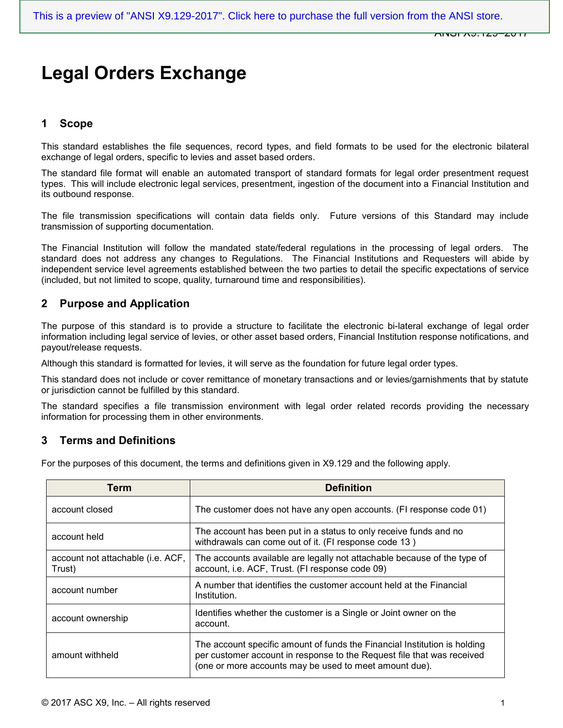# Legal Orders Exchange

## 1 Scope

This standard establishes the file sequences, record types, and field formats to be used for the electronic bilateral exchange of legal orders, specific to levies and asset based orders.

The standard file format will enable an automated transport of standard formats for legal order presentment request types. This will include electronic legal services, presentment, ingestion of the document into a Financial Institution and its outbound response.

The file transmission specifications will contain data fields only. Future versions of this Standard may include transmission of supporting documentation.

The Financial Institution will follow the mandated state/federal regulations in the processing of legal orders. The standard does not address any changes to Regulations. The Financial Institutions and Requesters will abide by independent service level agreements established between the two parties to detail the specific expectations of service (included, but not limited to scope, quality, turnaround time and responsibilities).

## 2 Purpose and Application

The purpose of this standard is to provide a structure to facilitate the electronic bi-lateral exchange of legal order information including legal service of levies, or other asset based orders, Financial Institution response notifications, and payout/release requests.

Although this standard is formatted for levies, it will serve as the foundation for future legal order types.

This standard does not include or cover remittance of monetary transactions and or levies/garnishments that by statute or jurisdiction cannot be fulfilled by this standard.

The standard specifies a file transmission environment with legal order related records providing the necessary information for processing them in other environments.

## 3 Terms and Definitions

For the purposes of this document, the terms and definitions given in X9.129 and the following apply.

| Term | Definition |
|---|---|
| account closed | The customer does not have any open accounts. (FI response code 01) |
| account held | The account has been put in a status to only receive funds and no withdrawals can come out of it. (FI response code 13 ) |
| account not attachable (i.e. ACF, Trust) | The accounts available are legally not attachable because of the type of account, i.e. ACF, Trust. (FI response code 09) |
| account number | A number that identifies the customer account held at the Financial Institution. |
| account ownership | Identifies whether the customer is a Single or Joint owner on the account. |
| amount withheld | The account specific amount of funds the Financial Institution is holding per customer account in response to the Request file that was received (one or more accounts may be used to meet amount due). |